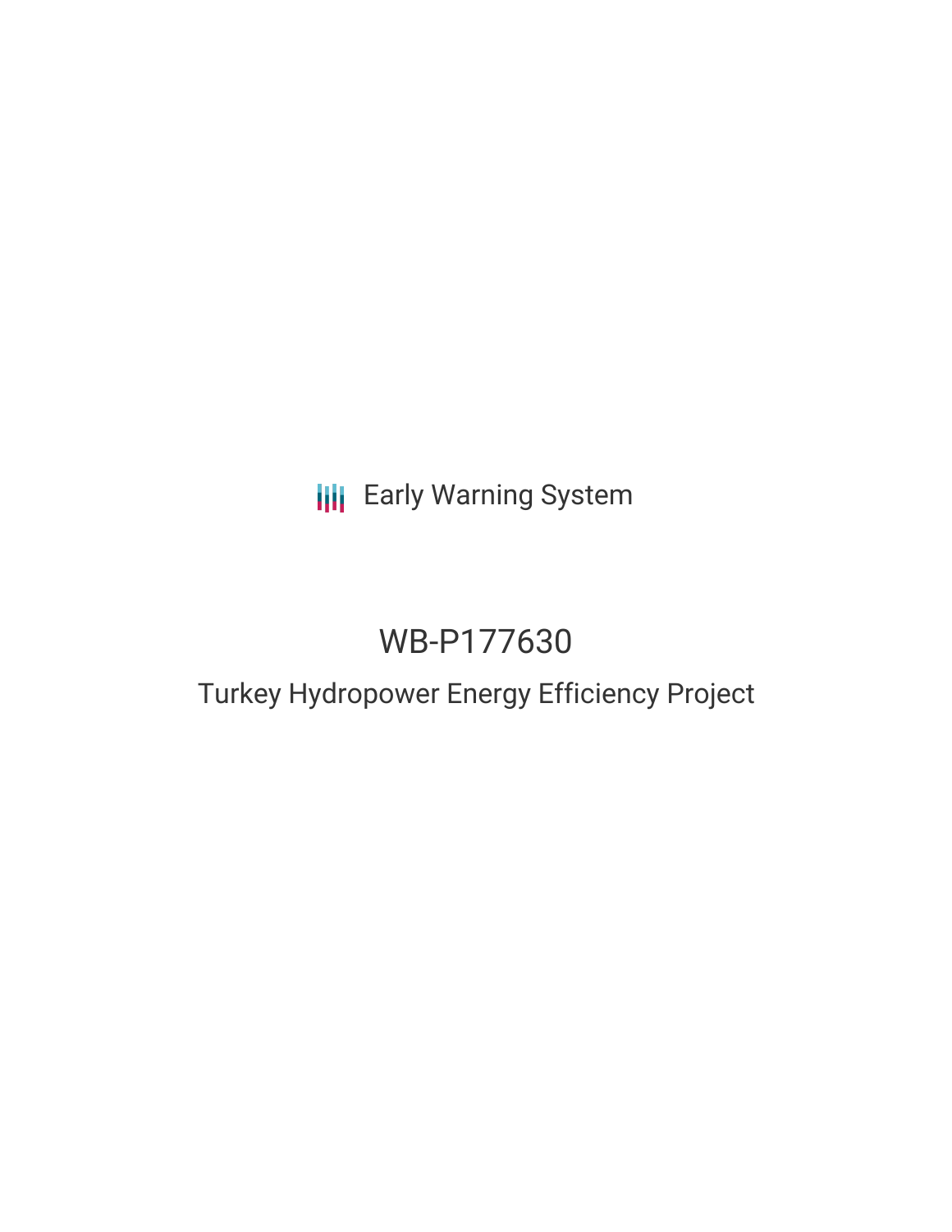Early Warning System

# WB-P177630

## Turkey Hydropower Energy Efficiency Project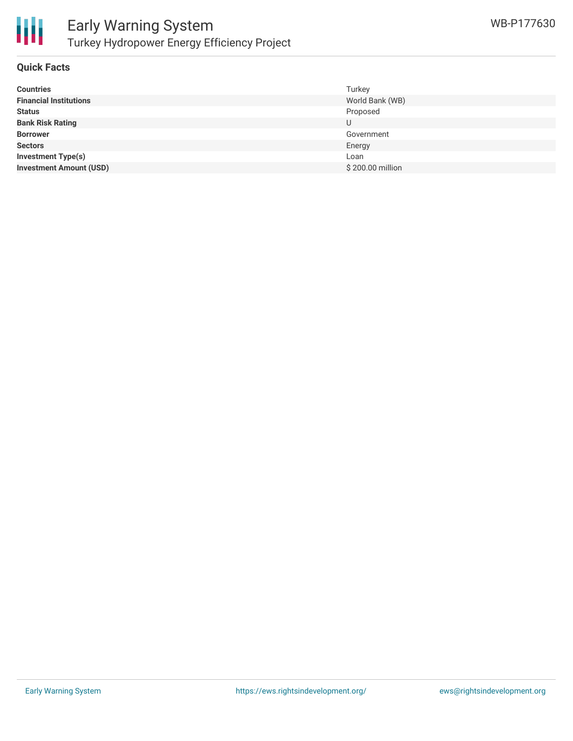## Quick Facts

| | |
|---|---|
| **Countries** | Turkey |
| **Financial Institutions** | World Bank (WB) |
| **Status** | Proposed |
| **Bank Risk Rating** | U |
| **Borrower** | Government |
| **Sectors** | Energy |
| **Investment Type(s)** | Loan |
| **Investment Amount (USD)** | $ 200.00 million |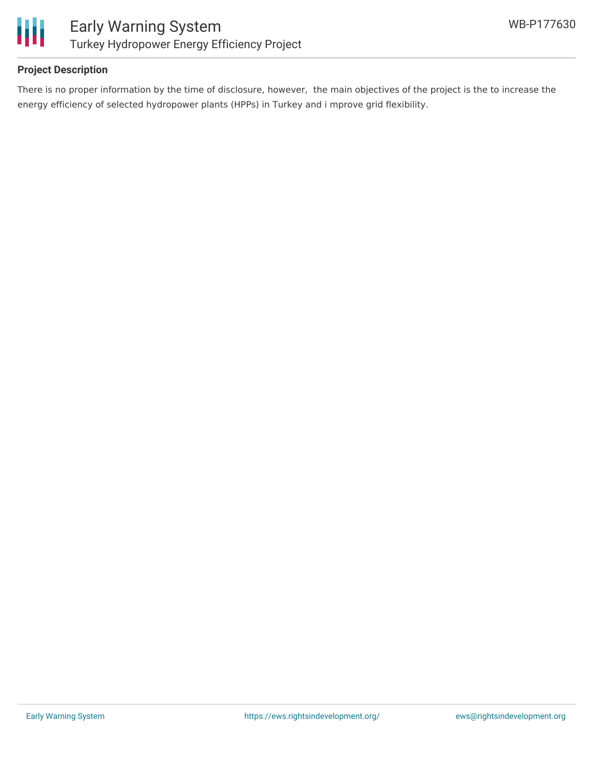## Project Description

There is no proper information by the time of disclosure, however,  the main objectives of the project is the to increase the energy efficiency of selected hydropower plants (HPPs) in Turkey and i mprove grid flexibility.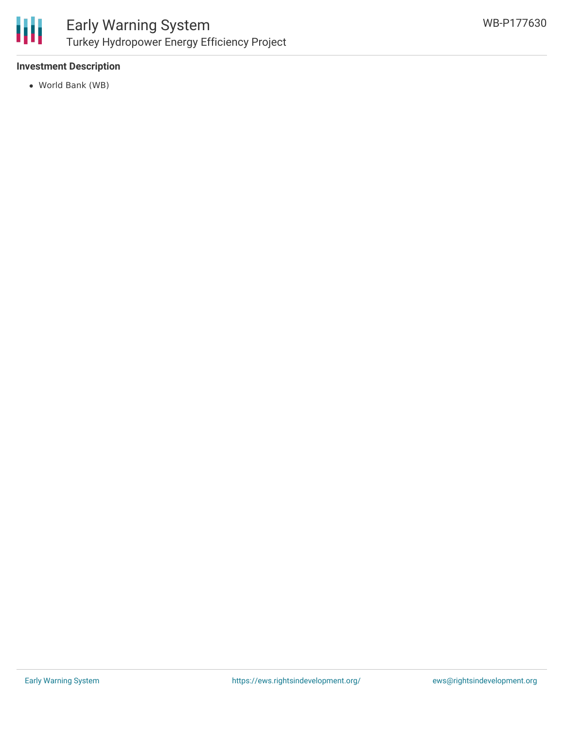## Investment Description

- World Bank (WB)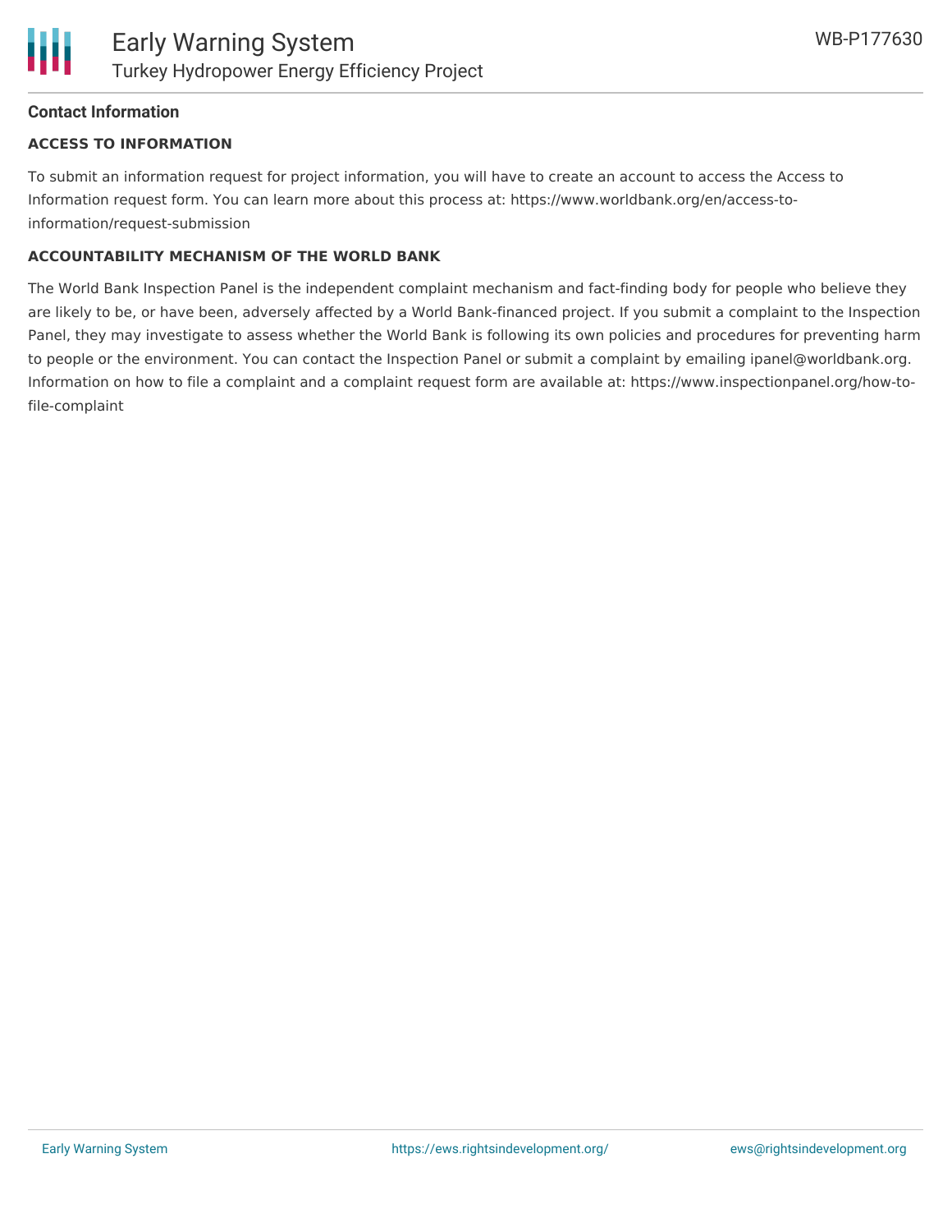## Contact Information

### ACCESS TO INFORMATION

To submit an information request for project information, you will have to create an account to access the Access to Information request form. You can learn more about this process at: https://www.worldbank.org/en/access-to-information/request-submission

### ACCOUNTABILITY MECHANISM OF THE WORLD BANK

The World Bank Inspection Panel is the independent complaint mechanism and fact-finding body for people who believe they are likely to be, or have been, adversely affected by a World Bank-financed project. If you submit a complaint to the Inspection Panel, they may investigate to assess whether the World Bank is following its own policies and procedures for preventing harm to people or the environment. You can contact the Inspection Panel or submit a complaint by emailing ipanel@worldbank.org. Information on how to file a complaint and a complaint request form are available at: https://www.inspectionpanel.org/how-to-file-complaint